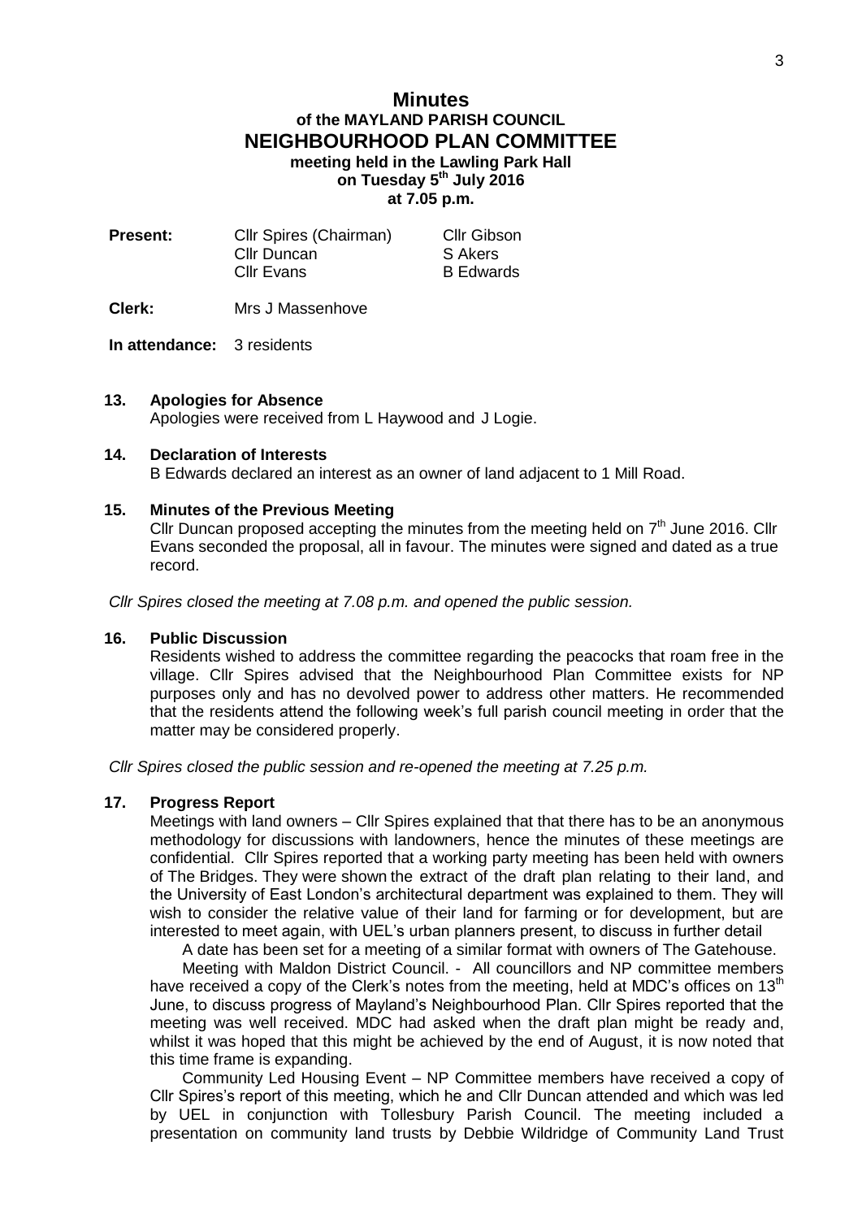# Minutes

## of the MAYLAND PARISH COUNCIL

## NEIGHBOURHOOD PLAN COMMITTEE

**meeting held in the Lawling Park Hall**
**on Tuesday 5th July 2016**
**at 7.05 p.m.**

| | | |
|---|---|---|
| **Present:** | Cllr Spires (Chairman) | Cllr Gibson |
| | Cllr Duncan | S Akers |
| | Cllr Evans | B Edwards |

**Clerk:** Mrs J Massenhove

**In attendance:** 3 residents

**13. Apologies for Absence**

Apologies were received from L Haywood and J Logie.

**14. Declaration of Interests**

B Edwards declared an interest as an owner of land adjacent to 1 Mill Road.

**15. Minutes of the Previous Meeting**

Cllr Duncan proposed accepting the minutes from the meeting held on 7th June 2016. Cllr Evans seconded the proposal, all in favour. The minutes were signed and dated as a true record.

*Cllr Spires closed the meeting at 7.08 p.m. and opened the public session.*

**16. Public Discussion**

Residents wished to address the committee regarding the peacocks that roam free in the village. Cllr Spires advised that the Neighbourhood Plan Committee exists for NP purposes only and has no devolved power to address other matters. He recommended that the residents attend the following week's full parish council meeting in order that the matter may be considered properly.

*Cllr Spires closed the public session and re-opened the meeting at 7.25 p.m.*

**17. Progress Report**

Meetings with land owners – Cllr Spires explained that that there has to be an anonymous methodology for discussions with landowners, hence the minutes of these meetings are confidential. Cllr Spires reported that a working party meeting has been held with owners of The Bridges. They were shown the extract of the draft plan relating to their land, and the University of East London's architectural department was explained to them. They will wish to consider the relative value of their land for farming or for development, but are interested to meet again, with UEL's urban planners present, to discuss in further detail

A date has been set for a meeting of a similar format with owners of The Gatehouse.

Meeting with Maldon District Council. - All councillors and NP committee members have received a copy of the Clerk's notes from the meeting, held at MDC's offices on 13th June, to discuss progress of Mayland's Neighbourhood Plan. Cllr Spires reported that the meeting was well received. MDC had asked when the draft plan might be ready and, whilst it was hoped that this might be achieved by the end of August, it is now noted that this time frame is expanding.

Community Led Housing Event – NP Committee members have received a copy of Cllr Spires's report of this meeting, which he and Cllr Duncan attended and which was led by UEL in conjunction with Tollesbury Parish Council. The meeting included a presentation on community land trusts by Debbie Wildridge of Community Land Trust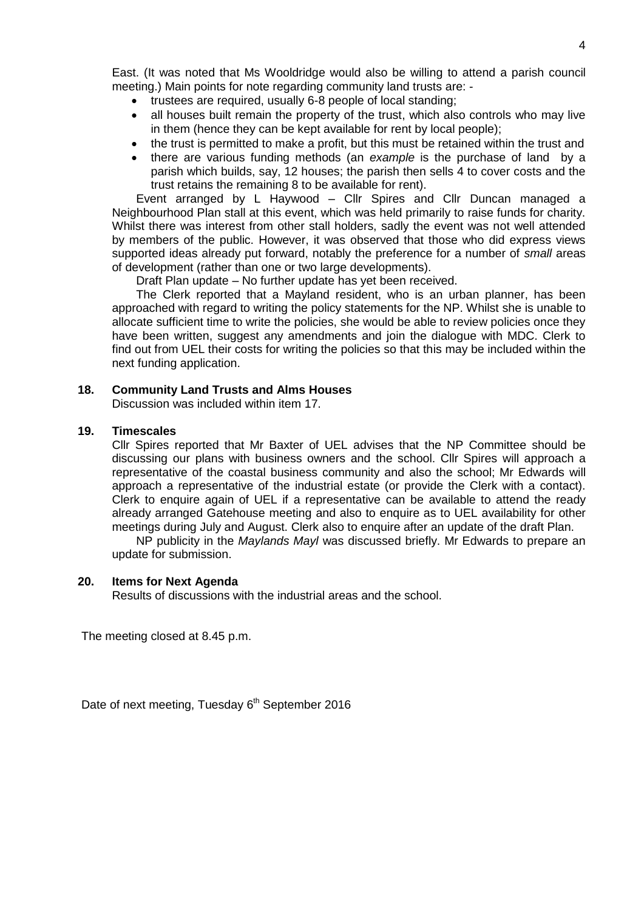East. (It was noted that Ms Wooldridge would also be willing to attend a parish council meeting.) Main points for note regarding community land trusts are: -

- trustees are required, usually 6-8 people of local standing;
- all houses built remain the property of the trust, which also controls who may live in them (hence they can be kept available for rent by local people);
- the trust is permitted to make a profit, but this must be retained within the trust and
- there are various funding methods (an *example* is the purchase of land by a parish which builds, say, 12 houses; the parish then sells 4 to cover costs and the trust retains the remaining 8 to be available for rent).

Event arranged by L Haywood – Cllr Spires and Cllr Duncan managed a Neighbourhood Plan stall at this event, which was held primarily to raise funds for charity. Whilst there was interest from other stall holders, sadly the event was not well attended by members of the public. However, it was observed that those who did express views supported ideas already put forward, notably the preference for a number of *small* areas of development (rather than one or two large developments).

Draft Plan update – No further update has yet been received.

The Clerk reported that a Mayland resident, who is an urban planner, has been approached with regard to writing the policy statements for the NP. Whilst she is unable to allocate sufficient time to write the policies, she would be able to review policies once they have been written, suggest any amendments and join the dialogue with MDC. Clerk to find out from UEL their costs for writing the policies so that this may be included within the next funding application.

**18. Community Land Trusts and Alms Houses**

Discussion was included within item 17.

**19. Timescales**

Cllr Spires reported that Mr Baxter of UEL advises that the NP Committee should be discussing our plans with business owners and the school. Cllr Spires will approach a representative of the coastal business community and also the school; Mr Edwards will approach a representative of the industrial estate (or provide the Clerk with a contact). Clerk to enquire again of UEL if a representative can be available to attend the ready already arranged Gatehouse meeting and also to enquire as to UEL availability for other meetings during July and August. Clerk also to enquire after an update of the draft Plan.

NP publicity in the *Maylands Mayl* was discussed briefly. Mr Edwards to prepare an update for submission.

**20. Items for Next Agenda**

Results of discussions with the industrial areas and the school.

The meeting closed at 8.45 p.m.

Date of next meeting, Tuesday 6th September 2016